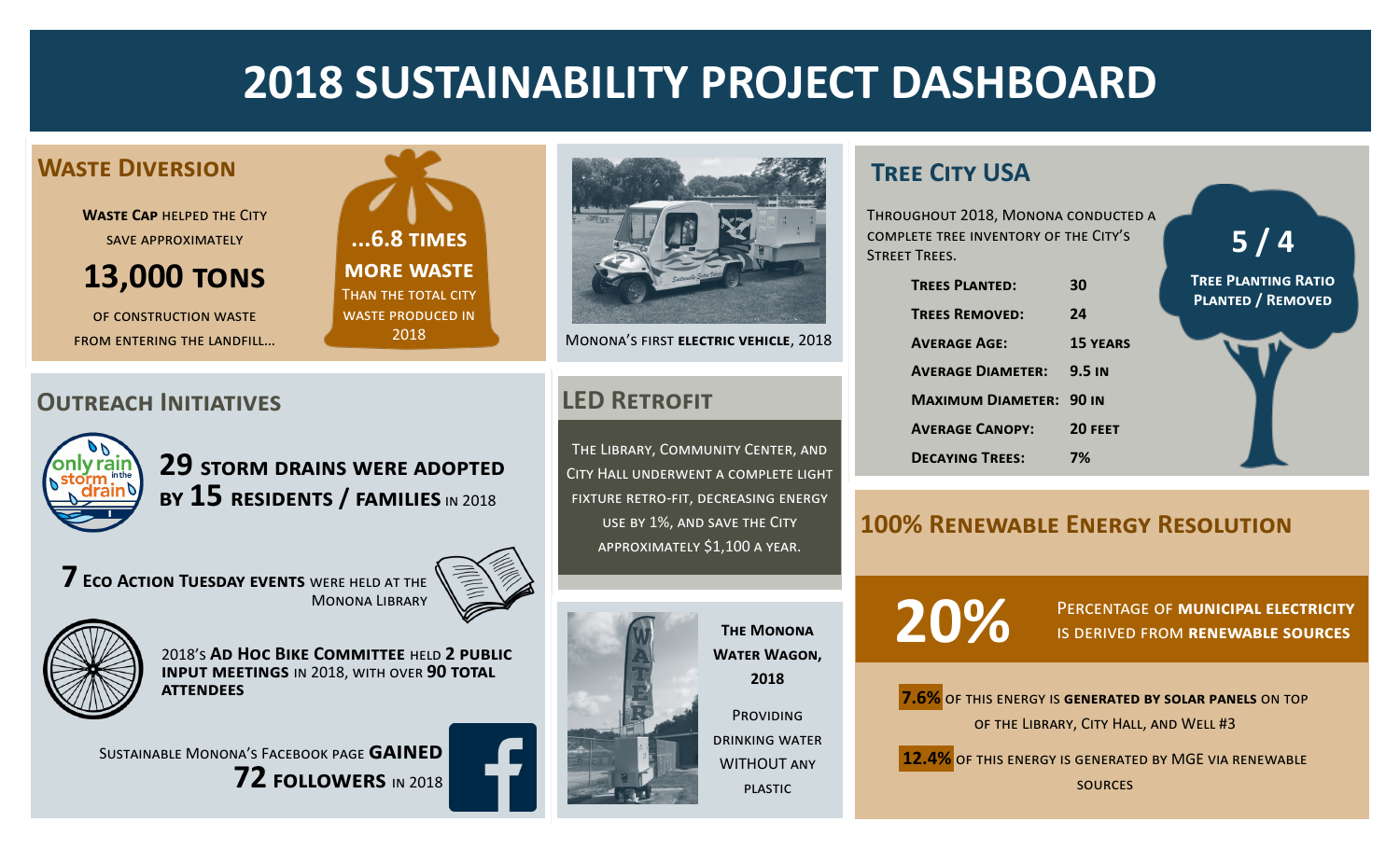# 2018 Sustainability Project Dashboard

## Waste Diversion

**Waste Cap** helped the City save approximately

**13,000 tons**

of construction waste from entering the landfill…

**…6.8 times more waste** than the total city waste produced in 2018

Monona's first **electric vehicle**, 2018

## Outreach Initiatives

**29 storm drains were adopted by 15 residents / families** in 2018

**7 Eco Action Tuesday events** were held at the Monona Library

2018's **Ad Hoc Bike Committee** held **2 public input meetings** in 2018, with over **90 total attendees**

Sustainable Monona's Facebook page **gained 72 followers** in 2018

## LED Retrofit

The Library, Community Center, and City Hall underwent a complete light fixture retro-fit, decreasing energy use by 1%, and save the City approximately $1,100 a year.

**The Monona Water Wagon, 2018**

Providing drinking water without any plastic

## Tree City USA

Throughout 2018, Monona conducted a complete tree inventory of the City's street trees.

| | |
|---|---|
| **Trees Planted:** | **30** |
| **Trees Removed:** | **24** |
| **Average Age:** | **15 years** |
| **Average Diameter:** | **9.5 in** |
| **Maximum Diameter:** | **90 in** |
| **Average Canopy:** | **20 feet** |
| **Decaying Trees:** | **7%** |

**5 / 4**

**Tree Planting Ratio Planted / Removed**

## 100% Renewable Energy Resolution

**20%** Percentage of **municipal electricity** is derived from **renewable sources**

**7.6%** of this energy is **generated by solar panels** on top of the Library, City Hall, and Well #3

**12.4%** of this energy is generated by MGE via renewable sources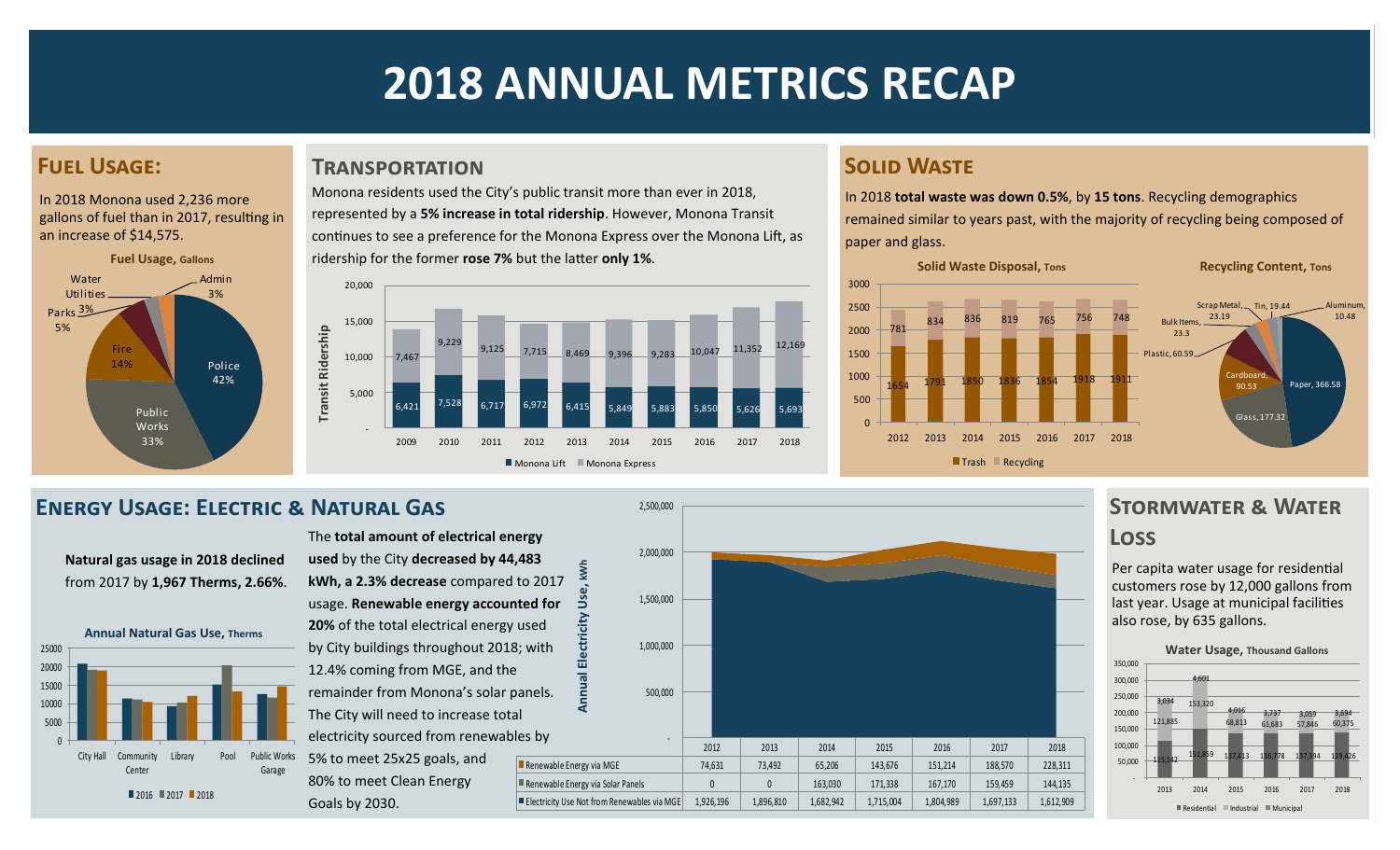# 2018 ANNUAL METRICS RECAP

## Fuel Usage:

In 2018 Monona used 2,236 more gallons of fuel than in 2017, resulting in an increase of $14,575.

**Fuel Usage, Gallons**

Police 42%
Public Works 33%
Fire 14%
Parks 5%
Water Utilities 3%
Admin 3%

## Transportation

Monona residents used the City's public transit more than ever in 2018, represented by a **5% increase in total ridership**. However, Monona Transit continues to see a preference for the Monona Express over the Monona Lift, as ridership for the former **rose 7%** but the latter **only 1%**.

Transit Ridership

20,000
15,000
10,000
5,000
-

2009: 6,421 / 7,467
2010: 7,528 / 9,229
2011: 6,717 / 9,125
2012: 6,972 / 7,715
2013: 6,415 / 8,469
2014: 5,849 / 9,396
2015: 5,883 / 9,283
2016: 5,850 / 10,047
2017: 5,626 / 11,352
2018: 5,693 / 12,169

Monona Lift   Monona Express

## Solid Waste

In 2018 **total waste was down 0.5%**, by **15 tons**. Recycling demographics remained similar to years past, with the majority of recycling being composed of paper and glass.

**Solid Waste Disposal, Tons**

3000
2500
2000
1500
1000
500
0

2012: 1654 / 781
2013: 1791 / 834
2014: 1850 / 836
2015: 1836 / 819
2016: 1854 / 765
2017: 1918 / 756
2018: 1911 / 748

Trash   Recycling

**Recycling Content, Tons**

Paper, 366.58
Glass, 177.32
Cardboard, 90.53
Plastic, 60.59
Bulk Items, 23.3
Scrap Metal, 23.19
Tin, 19.44
Aluminum, 10.48

## Energy Usage: Electric & Natural Gas

**Natural gas usage in 2018 declined** from 2017 by **1,967 Therms, 2.66%**.

**Annual Natural Gas Use, Therms**

25000
20000
15000
10000
5000
0

City Hall   Community Center   Library   Pool   Public Works Garage

2016   2017   2018

The **total amount of electrical energy used** by the City **decreased by 44,483 kWh, a 2.3% decrease** compared to 2017 usage. **Renewable energy accounted for 20%** of the total electrical energy used by City buildings throughout 2018; with 12.4% coming from MGE, and the remainder from Monona's solar panels. The City will need to increase total electricity sourced from renewables by 5% to meet 25x25 goals, and 80% to meet Clean Energy Goals by 2030.

Annual Electricity Use, kWh

2,500,000
2,000,000
1,500,000
1,000,000
500,000
-

| | 2012 | 2013 | 2014 | 2015 | 2016 | 2017 | 2018 |
|---|---|---|---|---|---|---|---|
| Renewable Energy via MGE | 74,631 | 73,492 | 65,206 | 143,676 | 151,214 | 188,570 | 228,311 |
| Renewable Energy via Solar Panels | 0 | 0 | 163,030 | 171,338 | 167,170 | 159,459 | 144,135 |
| Electricity Use Not from Renewables via MGE | 1,926,196 | 1,896,810 | 1,682,942 | 1,715,004 | 1,804,989 | 1,697,133 | 1,612,909 |

## Stormwater & Water Loss

Per capita water usage for residential customers rose by 12,000 gallons from last year. Usage at municipal facilities also rose, by 635 gallons.

**Water Usage, Thousand Gallons**

350,000
300,000
250,000
200,000
150,000
100,000
50,000
-

2013: 115,142 / 121,885 / 3,034
2014: 151,859 / 153,320 / 4,601
2015: 137,413 / 68,813 / 4,016
2016: 136,778 / 61,683 / 3,737
2017: 137,394 / 57,846 / 3,059
2018: 139,426 / 60,375 / 3,694

Residential   Industrial   Municipal